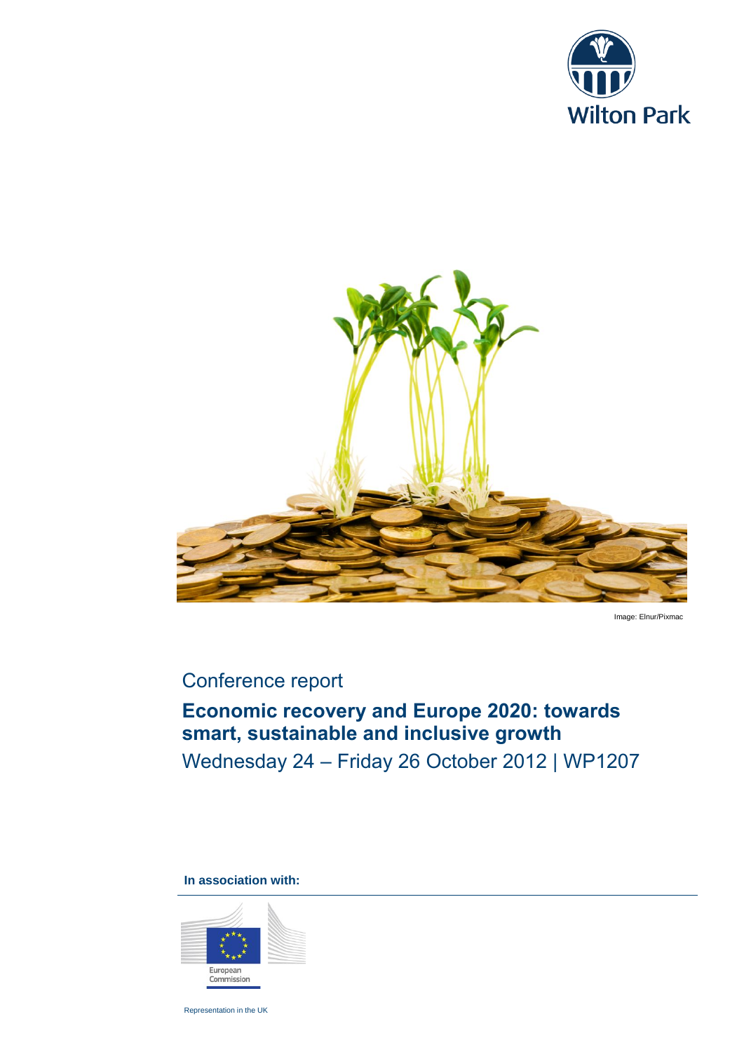Wilton Park

Image: Elnur/Pixmac

Conference report

# Economic recovery and Europe 2020: towards smart, sustainable and inclusive growth

Wednesday 24 – Friday 26 October 2012 | WP1207

**In association with:**

European Commission

Representation in the UK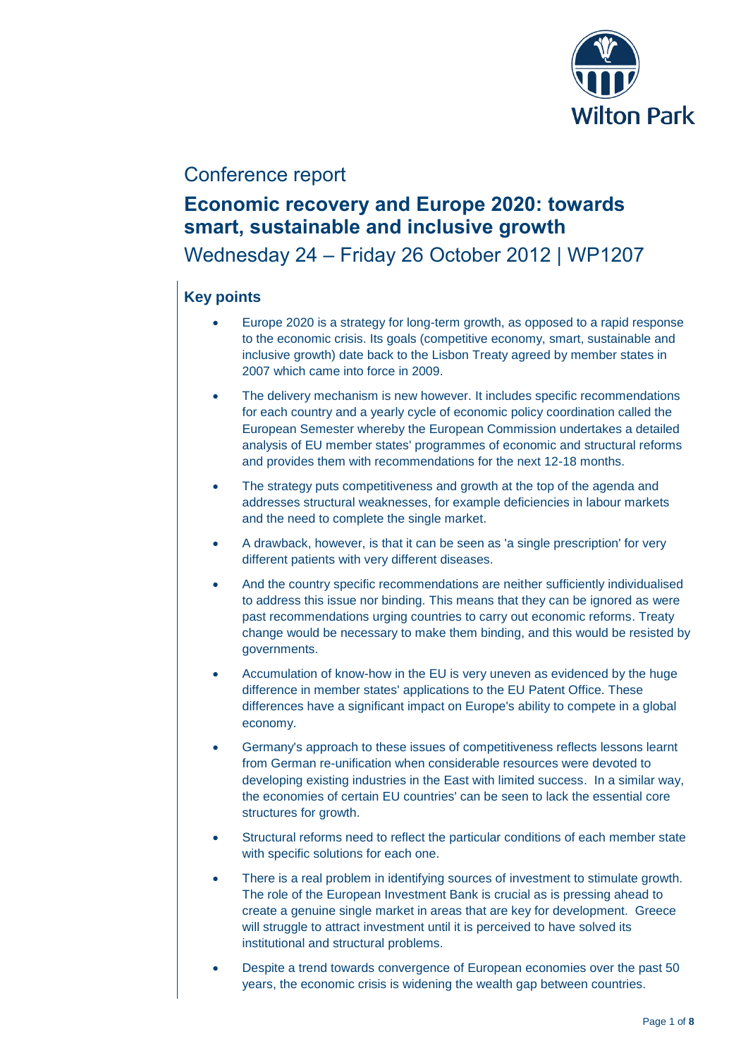Conference report

# Economic recovery and Europe 2020: towards smart, sustainable and inclusive growth

Wednesday 24 – Friday 26 October 2012 | WP1207

## Key points

- Europe 2020 is a strategy for long-term growth, as opposed to a rapid response to the economic crisis. Its goals (competitive economy, smart, sustainable and inclusive growth) date back to the Lisbon Treaty agreed by member states in 2007 which came into force in 2009.
- The delivery mechanism is new however. It includes specific recommendations for each country and a yearly cycle of economic policy coordination called the European Semester whereby the European Commission undertakes a detailed analysis of EU member states' programmes of economic and structural reforms and provides them with recommendations for the next 12-18 months.
- The strategy puts competitiveness and growth at the top of the agenda and addresses structural weaknesses, for example deficiencies in labour markets and the need to complete the single market.
- A drawback, however, is that it can be seen as 'a single prescription' for very different patients with very different diseases.
- And the country specific recommendations are neither sufficiently individualised to address this issue nor binding. This means that they can be ignored as were past recommendations urging countries to carry out economic reforms. Treaty change would be necessary to make them binding, and this would be resisted by governments.
- Accumulation of know-how in the EU is very uneven as evidenced by the huge difference in member states' applications to the EU Patent Office. These differences have a significant impact on Europe's ability to compete in a global economy.
- Germany's approach to these issues of competitiveness reflects lessons learnt from German re-unification when considerable resources were devoted to developing existing industries in the East with limited success. In a similar way, the economies of certain EU countries' can be seen to lack the essential core structures for growth.
- Structural reforms need to reflect the particular conditions of each member state with specific solutions for each one.
- There is a real problem in identifying sources of investment to stimulate growth. The role of the European Investment Bank is crucial as is pressing ahead to create a genuine single market in areas that are key for development. Greece will struggle to attract investment until it is perceived to have solved its institutional and structural problems.
- Despite a trend towards convergence of European economies over the past 50 years, the economic crisis is widening the wealth gap between countries.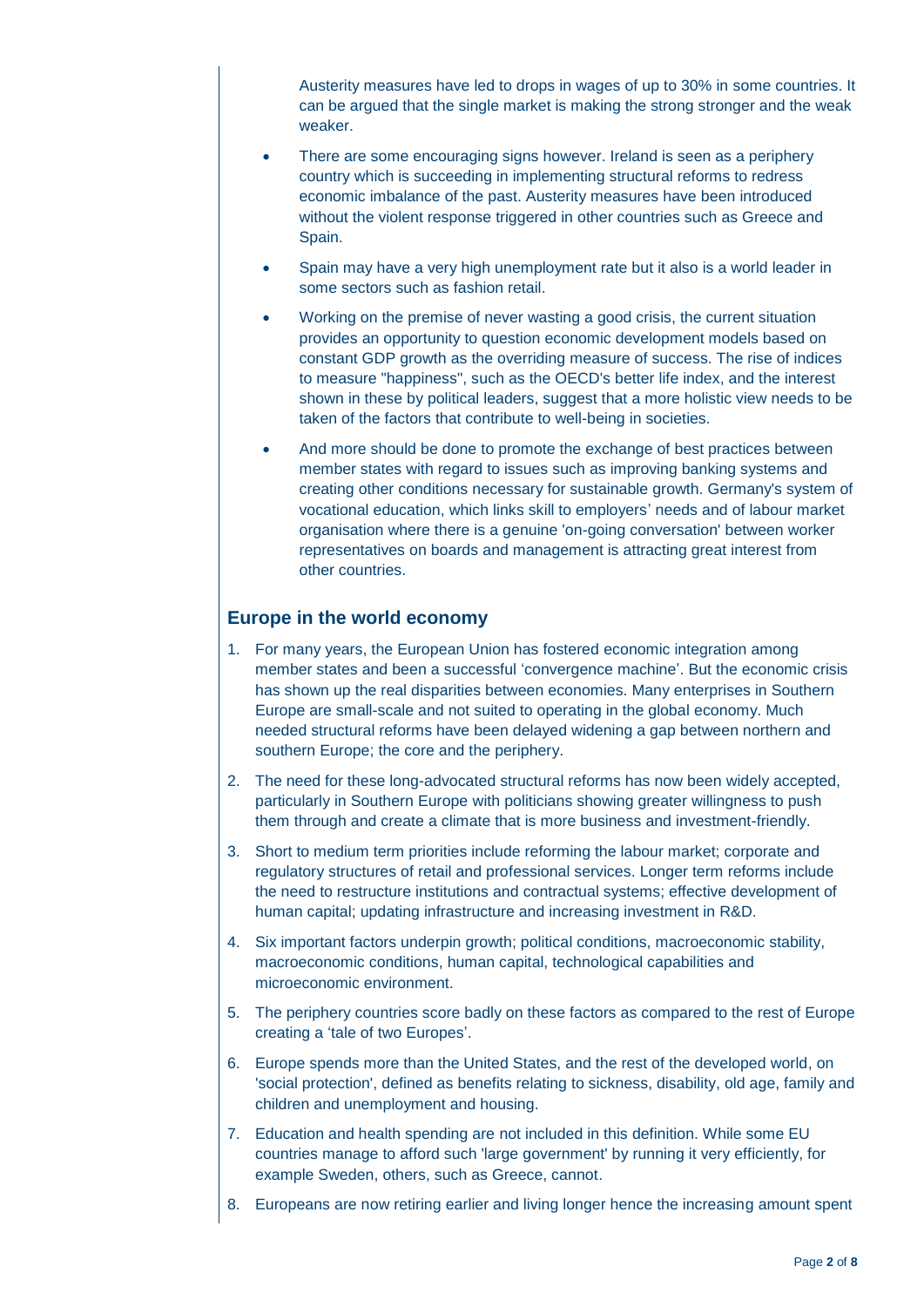Austerity measures have led to drops in wages of up to 30% in some countries. It can be argued that the single market is making the strong stronger and the weak weaker.

- There are some encouraging signs however. Ireland is seen as a periphery country which is succeeding in implementing structural reforms to redress economic imbalance of the past. Austerity measures have been introduced without the violent response triggered in other countries such as Greece and Spain.
- Spain may have a very high unemployment rate but it also is a world leader in some sectors such as fashion retail.
- Working on the premise of never wasting a good crisis, the current situation provides an opportunity to question economic development models based on constant GDP growth as the overriding measure of success. The rise of indices to measure "happiness", such as the OECD's better life index, and the interest shown in these by political leaders, suggest that a more holistic view needs to be taken of the factors that contribute to well-being in societies.
- And more should be done to promote the exchange of best practices between member states with regard to issues such as improving banking systems and creating other conditions necessary for sustainable growth. Germany's system of vocational education, which links skill to employers' needs and of labour market organisation where there is a genuine 'on-going conversation' between worker representatives on boards and management is attracting great interest from other countries.

## Europe in the world economy

1. For many years, the European Union has fostered economic integration among member states and been a successful 'convergence machine'. But the economic crisis has shown up the real disparities between economies. Many enterprises in Southern Europe are small-scale and not suited to operating in the global economy. Much needed structural reforms have been delayed widening a gap between northern and southern Europe; the core and the periphery.
2. The need for these long-advocated structural reforms has now been widely accepted, particularly in Southern Europe with politicians showing greater willingness to push them through and create a climate that is more business and investment-friendly.
3. Short to medium term priorities include reforming the labour market; corporate and regulatory structures of retail and professional services. Longer term reforms include the need to restructure institutions and contractual systems; effective development of human capital; updating infrastructure and increasing investment in R&D.
4. Six important factors underpin growth; political conditions, macroeconomic stability, macroeconomic conditions, human capital, technological capabilities and microeconomic environment.
5. The periphery countries score badly on these factors as compared to the rest of Europe creating a 'tale of two Europes'.
6. Europe spends more than the United States, and the rest of the developed world, on 'social protection', defined as benefits relating to sickness, disability, old age, family and children and unemployment and housing.
7. Education and health spending are not included in this definition. While some EU countries manage to afford such 'large government' by running it very efficiently, for example Sweden, others, such as Greece, cannot.
8. Europeans are now retiring earlier and living longer hence the increasing amount spent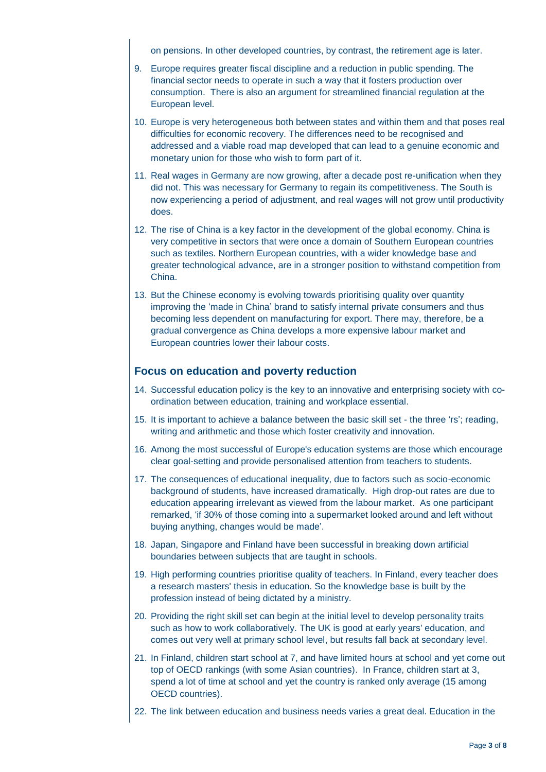on pensions. In other developed countries, by contrast, the retirement age is later.

9. Europe requires greater fiscal discipline and a reduction in public spending. The financial sector needs to operate in such a way that it fosters production over consumption. There is also an argument for streamlined financial regulation at the European level.
10. Europe is very heterogeneous both between states and within them and that poses real difficulties for economic recovery. The differences need to be recognised and addressed and a viable road map developed that can lead to a genuine economic and monetary union for those who wish to form part of it.
11. Real wages in Germany are now growing, after a decade post re-unification when they did not. This was necessary for Germany to regain its competitiveness. The South is now experiencing a period of adjustment, and real wages will not grow until productivity does.
12. The rise of China is a key factor in the development of the global economy. China is very competitive in sectors that were once a domain of Southern European countries such as textiles. Northern European countries, with a wider knowledge base and greater technological advance, are in a stronger position to withstand competition from China.
13. But the Chinese economy is evolving towards prioritising quality over quantity improving the 'made in China' brand to satisfy internal private consumers and thus becoming less dependent on manufacturing for export. There may, therefore, be a gradual convergence as China develops a more expensive labour market and European countries lower their labour costs.

## Focus on education and poverty reduction

14. Successful education policy is the key to an innovative and enterprising society with co-ordination between education, training and workplace essential.
15. It is important to achieve a balance between the basic skill set - the three 'rs'; reading, writing and arithmetic and those which foster creativity and innovation.
16. Among the most successful of Europe's education systems are those which encourage clear goal-setting and provide personalised attention from teachers to students.
17. The consequences of educational inequality, due to factors such as socio-economic background of students, have increased dramatically. High drop-out rates are due to education appearing irrelevant as viewed from the labour market. As one participant remarked, 'if 30% of those coming into a supermarket looked around and left without buying anything, changes would be made'.
18. Japan, Singapore and Finland have been successful in breaking down artificial boundaries between subjects that are taught in schools.
19. High performing countries prioritise quality of teachers. In Finland, every teacher does a research masters' thesis in education. So the knowledge base is built by the profession instead of being dictated by a ministry.
20. Providing the right skill set can begin at the initial level to develop personality traits such as how to work collaboratively. The UK is good at early years' education, and comes out very well at primary school level, but results fall back at secondary level.
21. In Finland, children start school at 7, and have limited hours at school and yet come out top of OECD rankings (with some Asian countries). In France, children start at 3, spend a lot of time at school and yet the country is ranked only average (15 among OECD countries).
22. The link between education and business needs varies a great deal. Education in the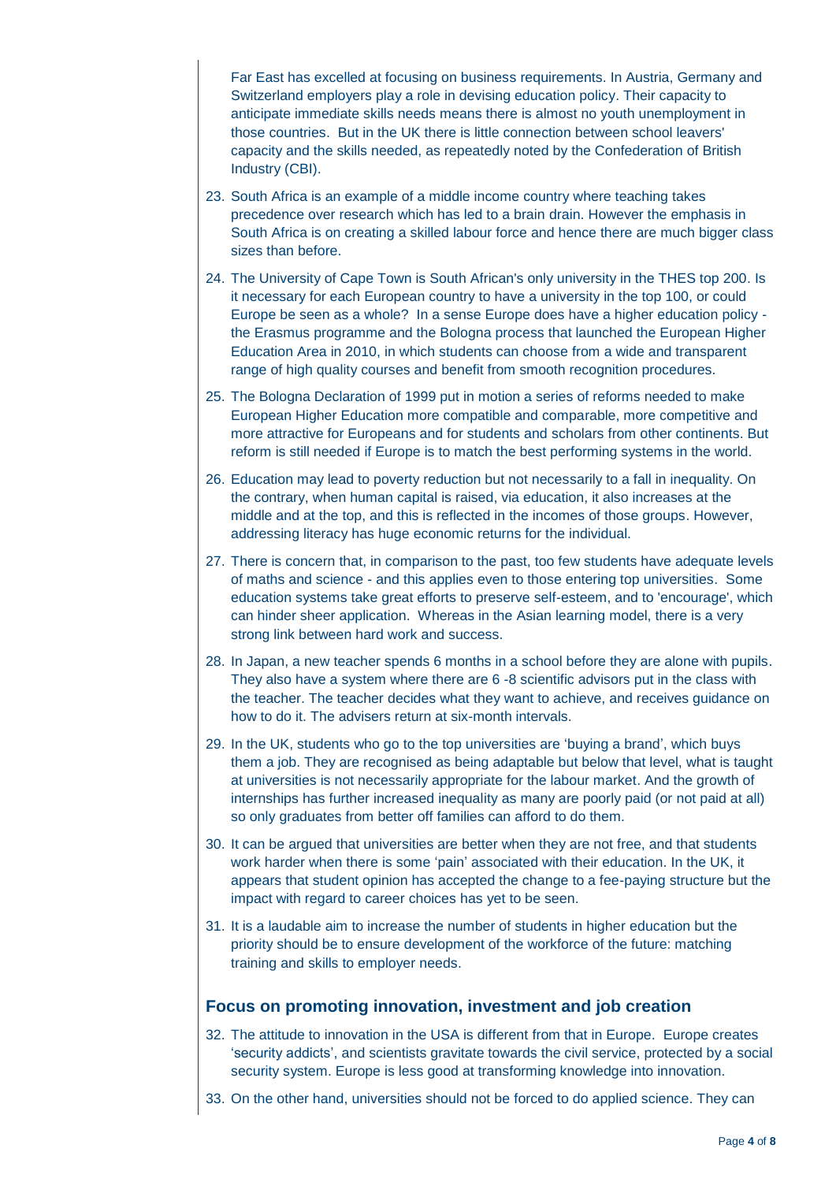Far East has excelled at focusing on business requirements. In Austria, Germany and Switzerland employers play a role in devising education policy. Their capacity to anticipate immediate skills needs means there is almost no youth unemployment in those countries. But in the UK there is little connection between school leavers' capacity and the skills needed, as repeatedly noted by the Confederation of British Industry (CBI).

23. South Africa is an example of a middle income country where teaching takes precedence over research which has led to a brain drain. However the emphasis in South Africa is on creating a skilled labour force and hence there are much bigger class sizes than before.

24. The University of Cape Town is South African's only university in the THES top 200. Is it necessary for each European country to have a university in the top 100, or could Europe be seen as a whole? In a sense Europe does have a higher education policy - the Erasmus programme and the Bologna process that launched the European Higher Education Area in 2010, in which students can choose from a wide and transparent range of high quality courses and benefit from smooth recognition procedures.

25. The Bologna Declaration of 1999 put in motion a series of reforms needed to make European Higher Education more compatible and comparable, more competitive and more attractive for Europeans and for students and scholars from other continents. But reform is still needed if Europe is to match the best performing systems in the world.

26. Education may lead to poverty reduction but not necessarily to a fall in inequality. On the contrary, when human capital is raised, via education, it also increases at the middle and at the top, and this is reflected in the incomes of those groups. However, addressing literacy has huge economic returns for the individual.

27. There is concern that, in comparison to the past, too few students have adequate levels of maths and science - and this applies even to those entering top universities. Some education systems take great efforts to preserve self-esteem, and to 'encourage', which can hinder sheer application. Whereas in the Asian learning model, there is a very strong link between hard work and success.

28. In Japan, a new teacher spends 6 months in a school before they are alone with pupils. They also have a system where there are 6 -8 scientific advisors put in the class with the teacher. The teacher decides what they want to achieve, and receives guidance on how to do it. The advisers return at six-month intervals.

29. In the UK, students who go to the top universities are 'buying a brand', which buys them a job. They are recognised as being adaptable but below that level, what is taught at universities is not necessarily appropriate for the labour market. And the growth of internships has further increased inequality as many are poorly paid (or not paid at all) so only graduates from better off families can afford to do them.

30. It can be argued that universities are better when they are not free, and that students work harder when there is some 'pain' associated with their education. In the UK, it appears that student opinion has accepted the change to a fee-paying structure but the impact with regard to career choices has yet to be seen.

31. It is a laudable aim to increase the number of students in higher education but the priority should be to ensure development of the workforce of the future: matching training and skills to employer needs.

## Focus on promoting innovation, investment and job creation

32. The attitude to innovation in the USA is different from that in Europe. Europe creates 'security addicts', and scientists gravitate towards the civil service, protected by a social security system. Europe is less good at transforming knowledge into innovation.

33. On the other hand, universities should not be forced to do applied science. They can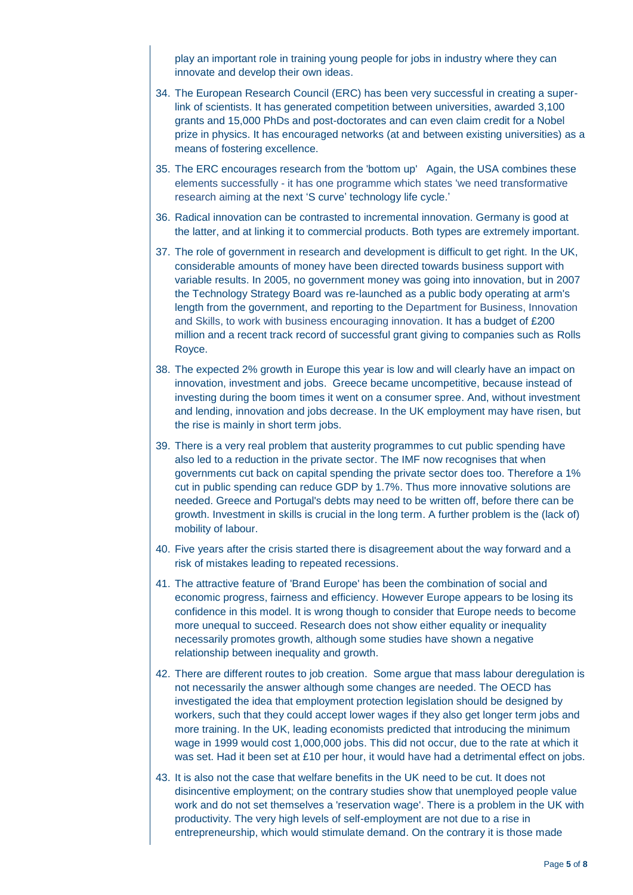play an important role in training young people for jobs in industry where they can innovate and develop their own ideas.

34. The European Research Council (ERC) has been very successful in creating a super-link of scientists. It has generated competition between universities, awarded 3,100 grants and 15,000 PhDs and post-doctorates and can even claim credit for a Nobel prize in physics. It has encouraged networks (at and between existing universities) as a means of fostering excellence.

35. The ERC encourages research from the 'bottom up' Again, the USA combines these elements successfully - it has one programme which states 'we need transformative research aiming at the next 'S curve' technology life cycle.'

36. Radical innovation can be contrasted to incremental innovation. Germany is good at the latter, and at linking it to commercial products. Both types are extremely important.

37. The role of government in research and development is difficult to get right. In the UK, considerable amounts of money have been directed towards business support with variable results. In 2005, no government money was going into innovation, but in 2007 the Technology Strategy Board was re-launched as a public body operating at arm's length from the government, and reporting to the Department for Business, Innovation and Skills, to work with business encouraging innovation. It has a budget of £200 million and a recent track record of successful grant giving to companies such as Rolls Royce.

38. The expected 2% growth in Europe this year is low and will clearly have an impact on innovation, investment and jobs. Greece became uncompetitive, because instead of investing during the boom times it went on a consumer spree. And, without investment and lending, innovation and jobs decrease. In the UK employment may have risen, but the rise is mainly in short term jobs.

39. There is a very real problem that austerity programmes to cut public spending have also led to a reduction in the private sector. The IMF now recognises that when governments cut back on capital spending the private sector does too. Therefore a 1% cut in public spending can reduce GDP by 1.7%. Thus more innovative solutions are needed. Greece and Portugal's debts may need to be written off, before there can be growth. Investment in skills is crucial in the long term. A further problem is the (lack of) mobility of labour.

40. Five years after the crisis started there is disagreement about the way forward and a risk of mistakes leading to repeated recessions.

41. The attractive feature of 'Brand Europe' has been the combination of social and economic progress, fairness and efficiency. However Europe appears to be losing its confidence in this model. It is wrong though to consider that Europe needs to become more unequal to succeed. Research does not show either equality or inequality necessarily promotes growth, although some studies have shown a negative relationship between inequality and growth.

42. There are different routes to job creation. Some argue that mass labour deregulation is not necessarily the answer although some changes are needed. The OECD has investigated the idea that employment protection legislation should be designed by workers, such that they could accept lower wages if they also get longer term jobs and more training. In the UK, leading economists predicted that introducing the minimum wage in 1999 would cost 1,000,000 jobs. This did not occur, due to the rate at which it was set. Had it been set at £10 per hour, it would have had a detrimental effect on jobs.

43. It is also not the case that welfare benefits in the UK need to be cut. It does not disincentive employment; on the contrary studies show that unemployed people value work and do not set themselves a 'reservation wage'. There is a problem in the UK with productivity. The very high levels of self-employment are not due to a rise in entrepreneurship, which would stimulate demand. On the contrary it is those made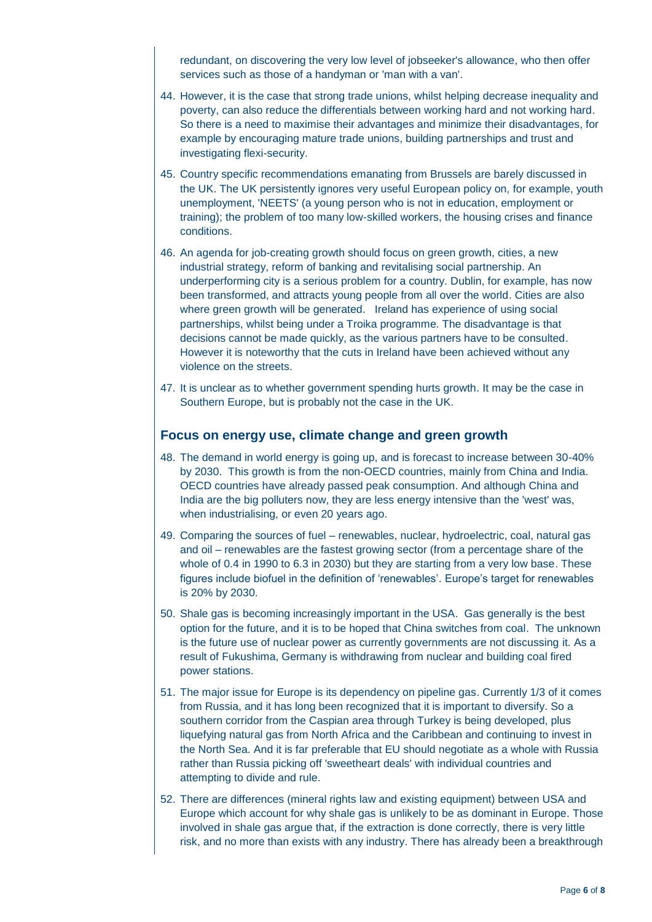redundant, on discovering the very low level of jobseeker's allowance, who then offer services such as those of a handyman or 'man with a van'.

44. However, it is the case that strong trade unions, whilst helping decrease inequality and poverty, can also reduce the differentials between working hard and not working hard. So there is a need to maximise their advantages and minimize their disadvantages, for example by encouraging mature trade unions, building partnerships and trust and investigating flexi-security.

45. Country specific recommendations emanating from Brussels are barely discussed in the UK. The UK persistently ignores very useful European policy on, for example, youth unemployment, 'NEETS' (a young person who is not in education, employment or training); the problem of too many low-skilled workers, the housing crises and finance conditions.

46. An agenda for job-creating growth should focus on green growth, cities, a new industrial strategy, reform of banking and revitalising social partnership. An underperforming city is a serious problem for a country. Dublin, for example, has now been transformed, and attracts young people from all over the world. Cities are also where green growth will be generated. Ireland has experience of using social partnerships, whilst being under a Troika programme. The disadvantage is that decisions cannot be made quickly, as the various partners have to be consulted. However it is noteworthy that the cuts in Ireland have been achieved without any violence on the streets.

47. It is unclear as to whether government spending hurts growth. It may be the case in Southern Europe, but is probably not the case in the UK.

## Focus on energy use, climate change and green growth

48. The demand in world energy is going up, and is forecast to increase between 30-40% by 2030. This growth is from the non-OECD countries, mainly from China and India. OECD countries have already passed peak consumption. And although China and India are the big polluters now, they are less energy intensive than the 'west' was, when industrialising, or even 20 years ago.

49. Comparing the sources of fuel – renewables, nuclear, hydroelectric, coal, natural gas and oil – renewables are the fastest growing sector (from a percentage share of the whole of 0.4 in 1990 to 6.3 in 2030) but they are starting from a very low base. These figures include biofuel in the definition of 'renewables'. Europe's target for renewables is 20% by 2030.

50. Shale gas is becoming increasingly important in the USA. Gas generally is the best option for the future, and it is to be hoped that China switches from coal. The unknown is the future use of nuclear power as currently governments are not discussing it. As a result of Fukushima, Germany is withdrawing from nuclear and building coal fired power stations.

51. The major issue for Europe is its dependency on pipeline gas. Currently 1/3 of it comes from Russia, and it has long been recognized that it is important to diversify. So a southern corridor from the Caspian area through Turkey is being developed, plus liquefying natural gas from North Africa and the Caribbean and continuing to invest in the North Sea. And it is far preferable that EU should negotiate as a whole with Russia rather than Russia picking off 'sweetheart deals' with individual countries and attempting to divide and rule.

52. There are differences (mineral rights law and existing equipment) between USA and Europe which account for why shale gas is unlikely to be as dominant in Europe. Those involved in shale gas argue that, if the extraction is done correctly, there is very little risk, and no more than exists with any industry. There has already been a breakthrough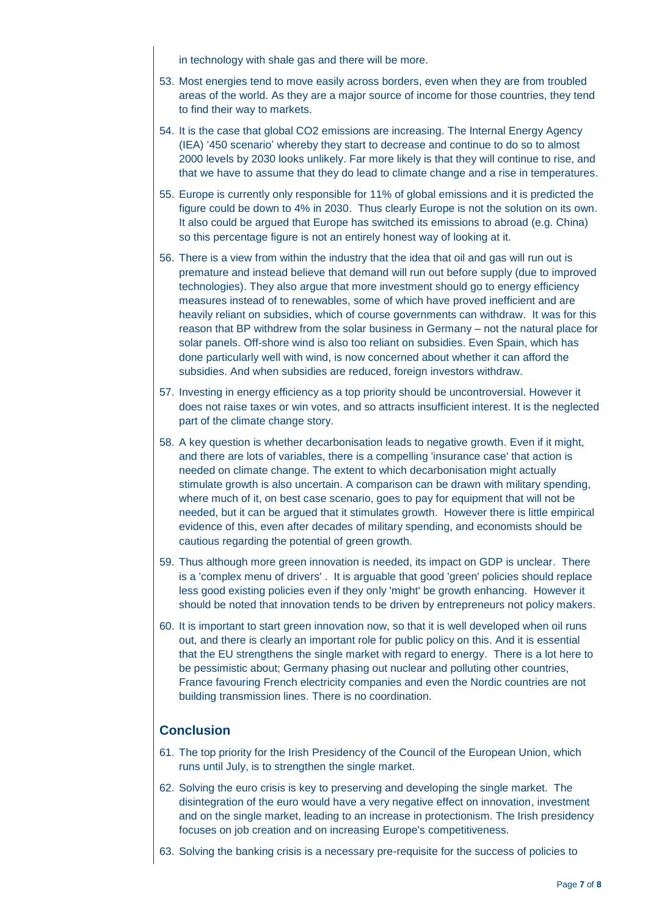in technology with shale gas and there will be more.

53. Most energies tend to move easily across borders, even when they are from troubled areas of the world. As they are a major source of income for those countries, they tend to find their way to markets.

54. It is the case that global $CO_2$ emissions are increasing. The Internal Energy Agency (IEA) '450 scenario' whereby they start to decrease and continue to do so to almost 2000 levels by 2030 looks unlikely. Far more likely is that they will continue to rise, and that we have to assume that they do lead to climate change and a rise in temperatures.

55. Europe is currently only responsible for 11% of global emissions and it is predicted the figure could be down to 4% in 2030. Thus clearly Europe is not the solution on its own. It also could be argued that Europe has switched its emissions to abroad (e.g. China) so this percentage figure is not an entirely honest way of looking at it.

56. There is a view from within the industry that the idea that oil and gas will run out is premature and instead believe that demand will run out before supply (due to improved technologies). They also argue that more investment should go to energy efficiency measures instead of to renewables, some of which have proved inefficient and are heavily reliant on subsidies, which of course governments can withdraw. It was for this reason that BP withdrew from the solar business in Germany – not the natural place for solar panels. Off-shore wind is also too reliant on subsidies. Even Spain, which has done particularly well with wind, is now concerned about whether it can afford the subsidies. And when subsidies are reduced, foreign investors withdraw.

57. Investing in energy efficiency as a top priority should be uncontroversial. However it does not raise taxes or win votes, and so attracts insufficient interest. It is the neglected part of the climate change story.

58. A key question is whether decarbonisation leads to negative growth. Even if it might, and there are lots of variables, there is a compelling 'insurance case' that action is needed on climate change. The extent to which decarbonisation might actually stimulate growth is also uncertain. A comparison can be drawn with military spending, where much of it, on best case scenario, goes to pay for equipment that will not be needed, but it can be argued that it stimulates growth. However there is little empirical evidence of this, even after decades of military spending, and economists should be cautious regarding the potential of green growth.

59. Thus although more green innovation is needed, its impact on GDP is unclear. There is a 'complex menu of drivers' . It is arguable that good 'green' policies should replace less good existing policies even if they only 'might' be growth enhancing. However it should be noted that innovation tends to be driven by entrepreneurs not policy makers.

60. It is important to start green innovation now, so that it is well developed when oil runs out, and there is clearly an important role for public policy on this. And it is essential that the EU strengthens the single market with regard to energy. There is a lot here to be pessimistic about; Germany phasing out nuclear and polluting other countries, France favouring French electricity companies and even the Nordic countries are not building transmission lines. There is no coordination.

## Conclusion

61. The top priority for the Irish Presidency of the Council of the European Union, which runs until July, is to strengthen the single market.

62. Solving the euro crisis is key to preserving and developing the single market. The disintegration of the euro would have a very negative effect on innovation, investment and on the single market, leading to an increase in protectionism. The Irish presidency focuses on job creation and on increasing Europe's competitiveness.

63. Solving the banking crisis is a necessary pre-requisite for the success of policies to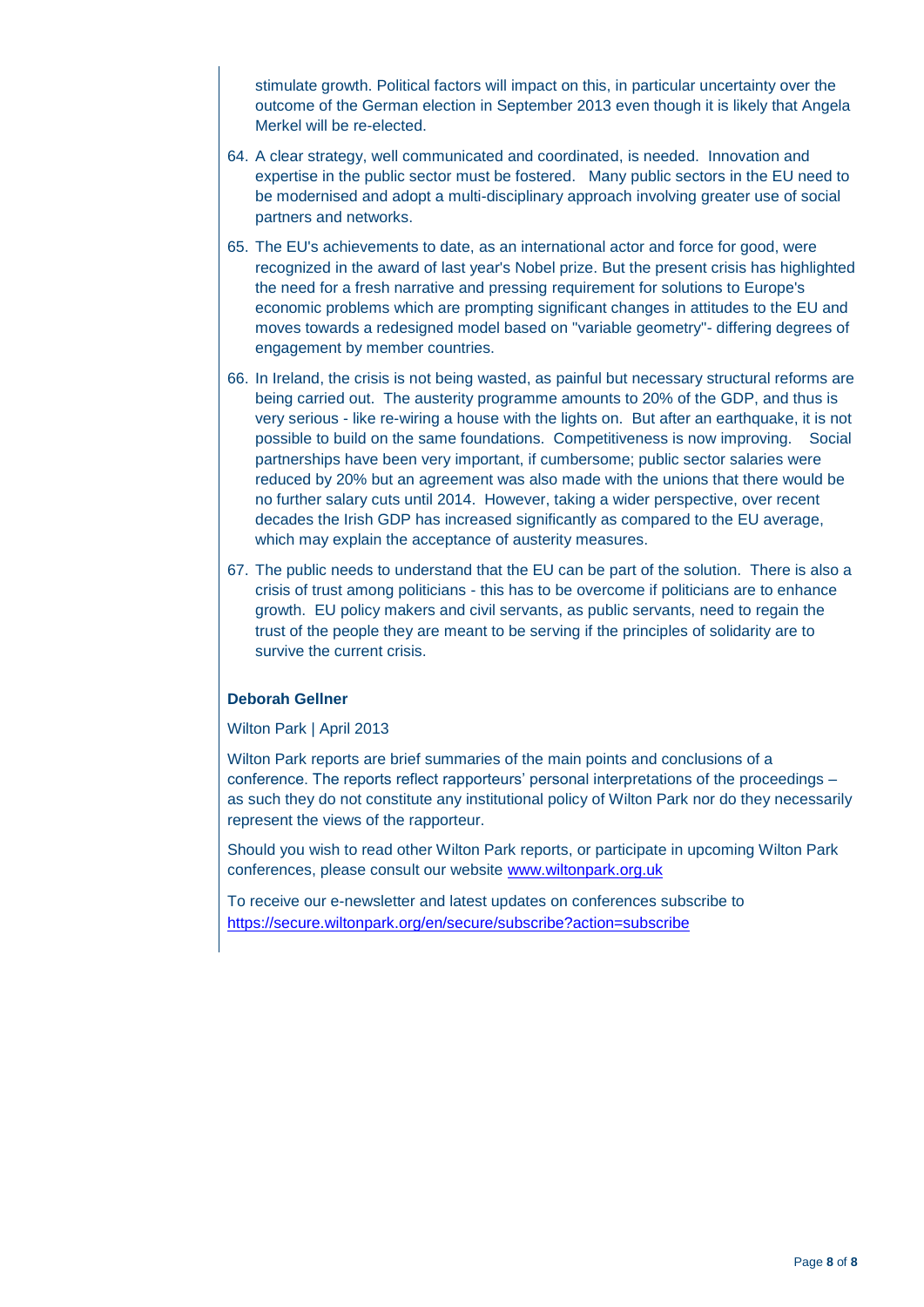stimulate growth. Political factors will impact on this, in particular uncertainty over the outcome of the German election in September 2013 even though it is likely that Angela Merkel will be re-elected.

64. A clear strategy, well communicated and coordinated, is needed. Innovation and expertise in the public sector must be fostered. Many public sectors in the EU need to be modernised and adopt a multi-disciplinary approach involving greater use of social partners and networks.

65. The EU's achievements to date, as an international actor and force for good, were recognized in the award of last year's Nobel prize. But the present crisis has highlighted the need for a fresh narrative and pressing requirement for solutions to Europe's economic problems which are prompting significant changes in attitudes to the EU and moves towards a redesigned model based on "variable geometry"- differing degrees of engagement by member countries.

66. In Ireland, the crisis is not being wasted, as painful but necessary structural reforms are being carried out. The austerity programme amounts to 20% of the GDP, and thus is very serious - like re-wiring a house with the lights on. But after an earthquake, it is not possible to build on the same foundations. Competitiveness is now improving. Social partnerships have been very important, if cumbersome; public sector salaries were reduced by 20% but an agreement was also made with the unions that there would be no further salary cuts until 2014. However, taking a wider perspective, over recent decades the Irish GDP has increased significantly as compared to the EU average, which may explain the acceptance of austerity measures.

67. The public needs to understand that the EU can be part of the solution. There is also a crisis of trust among politicians - this has to be overcome if politicians are to enhance growth. EU policy makers and civil servants, as public servants, need to regain the trust of the people they are meant to be serving if the principles of solidarity are to survive the current crisis.

**Deborah Gellner**

Wilton Park | April 2013

Wilton Park reports are brief summaries of the main points and conclusions of a conference. The reports reflect rapporteurs' personal interpretations of the proceedings – as such they do not constitute any institutional policy of Wilton Park nor do they necessarily represent the views of the rapporteur.

Should you wish to read other Wilton Park reports, or participate in upcoming Wilton Park conferences, please consult our website [www.wiltonpark.org.uk](www.wiltonpark.org.uk)

To receive our e-newsletter and latest updates on conferences subscribe to [https://secure.wiltonpark.org/en/secure/subscribe?action=subscribe](https://secure.wiltonpark.org/en/secure/subscribe?action=subscribe)